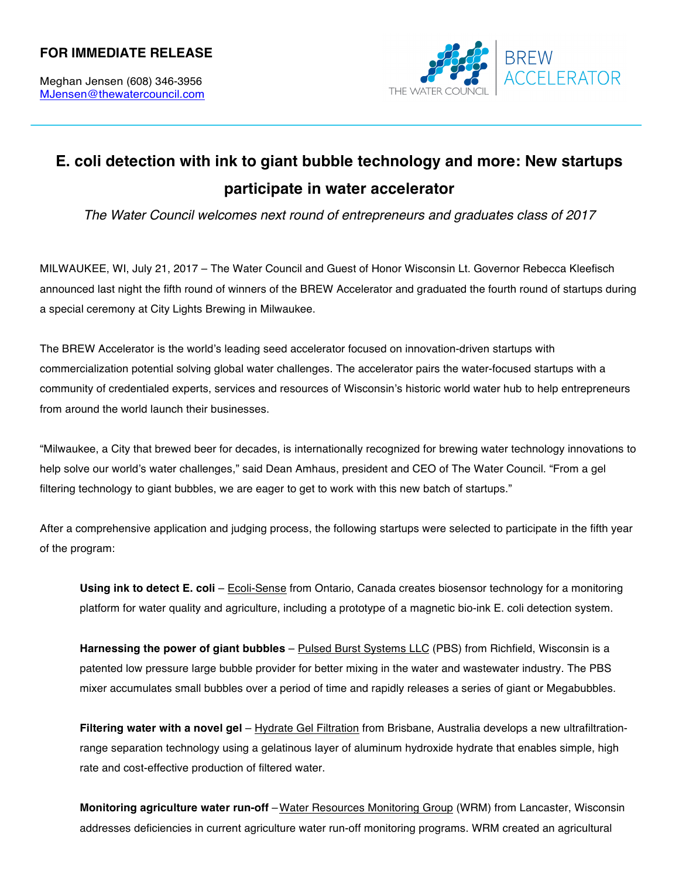**FOR IMMEDIATE RELEASE**

Meghan Jensen (608) 346-3956
MJensen@thewatercouncil.com

THE WATER COUNCIL | BREW ACCELERATOR

# E. coli detection with ink to giant bubble technology and more: New startups participate in water accelerator

*The Water Council welcomes next round of entrepreneurs and graduates class of 2017*

MILWAUKEE, WI, July 21, 2017 – The Water Council and Guest of Honor Wisconsin Lt. Governor Rebecca Kleefisch announced last night the fifth round of winners of the BREW Accelerator and graduated the fourth round of startups during a special ceremony at City Lights Brewing in Milwaukee.

The BREW Accelerator is the world's leading seed accelerator focused on innovation-driven startups with commercialization potential solving global water challenges. The accelerator pairs the water-focused startups with a community of credentialed experts, services and resources of Wisconsin's historic world water hub to help entrepreneurs from around the world launch their businesses.

"Milwaukee, a City that brewed beer for decades, is internationally recognized for brewing water technology innovations to help solve our world's water challenges," said Dean Amhaus, president and CEO of The Water Council. "From a gel filtering technology to giant bubbles, we are eager to get to work with this new batch of startups."

After a comprehensive application and judging process, the following startups were selected to participate in the fifth year of the program:

**Using ink to detect E. coli** – Ecoli-Sense from Ontario, Canada creates biosensor technology for a monitoring platform for water quality and agriculture, including a prototype of a magnetic bio-ink E. coli detection system.

**Harnessing the power of giant bubbles** – Pulsed Burst Systems LLC (PBS) from Richfield, Wisconsin is a patented low pressure large bubble provider for better mixing in the water and wastewater industry. The PBS mixer accumulates small bubbles over a period of time and rapidly releases a series of giant or Megabubbles.

**Filtering water with a novel gel** – Hydrate Gel Filtration from Brisbane, Australia develops a new ultrafiltration-range separation technology using a gelatinous layer of aluminum hydroxide hydrate that enables simple, high rate and cost-effective production of filtered water.

**Monitoring agriculture water run-off** – Water Resources Monitoring Group (WRM) from Lancaster, Wisconsin addresses deficiencies in current agriculture water run-off monitoring programs. WRM created an agricultural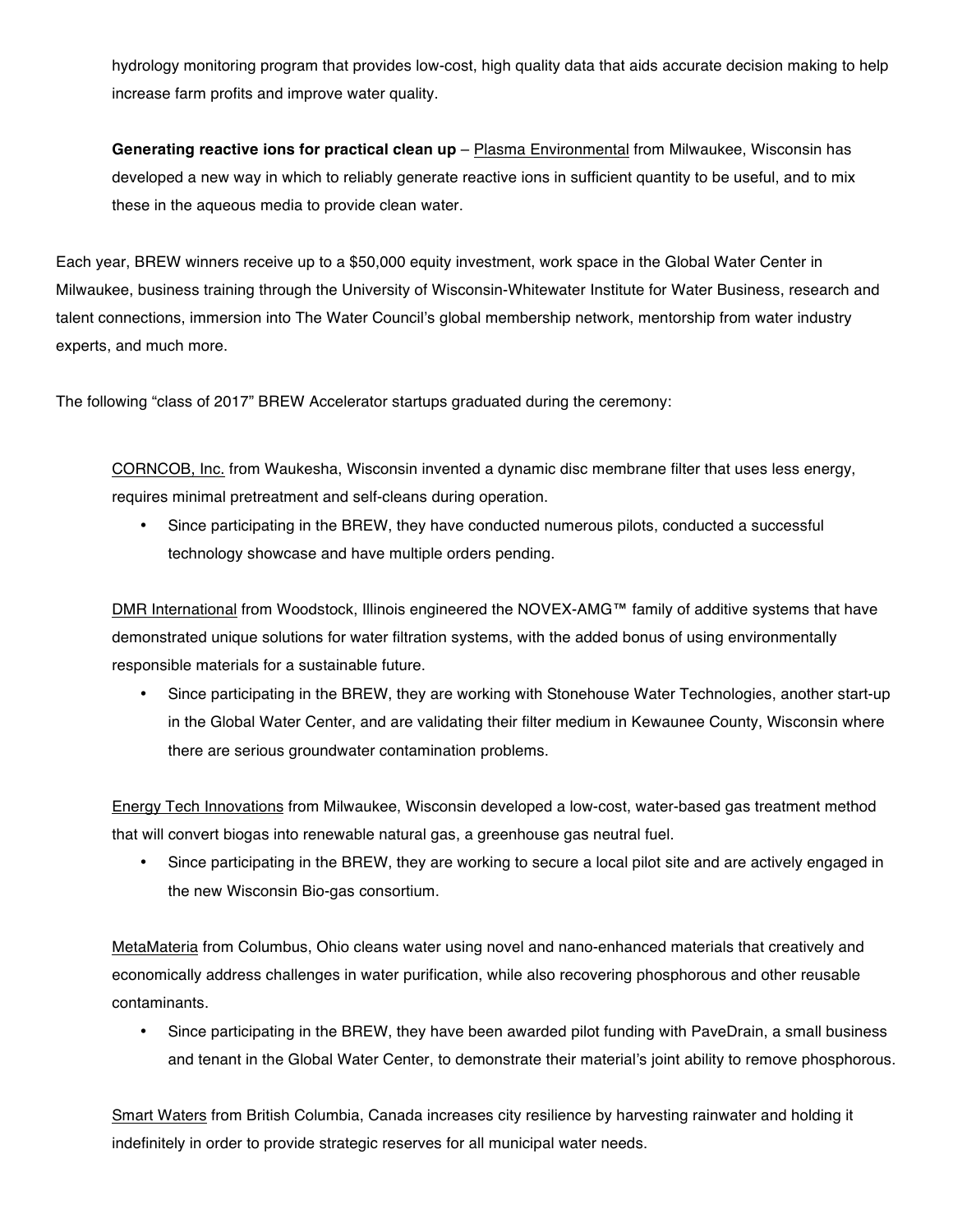hydrology monitoring program that provides low-cost, high quality data that aids accurate decision making to help increase farm profits and improve water quality.

**Generating reactive ions for practical clean up** – Plasma Environmental from Milwaukee, Wisconsin has developed a new way in which to reliably generate reactive ions in sufficient quantity to be useful, and to mix these in the aqueous media to provide clean water.

Each year, BREW winners receive up to a $50,000 equity investment, work space in the Global Water Center in Milwaukee, business training through the University of Wisconsin-Whitewater Institute for Water Business, research and talent connections, immersion into The Water Council's global membership network, mentorship from water industry experts, and much more.

The following "class of 2017" BREW Accelerator startups graduated during the ceremony:

CORNCOB, Inc. from Waukesha, Wisconsin invented a dynamic disc membrane filter that uses less energy, requires minimal pretreatment and self-cleans during operation.

- Since participating in the BREW, they have conducted numerous pilots, conducted a successful technology showcase and have multiple orders pending.

DMR International from Woodstock, Illinois engineered the NOVEX-AMG™ family of additive systems that have demonstrated unique solutions for water filtration systems, with the added bonus of using environmentally responsible materials for a sustainable future.

- Since participating in the BREW, they are working with Stonehouse Water Technologies, another start-up in the Global Water Center, and are validating their filter medium in Kewaunee County, Wisconsin where there are serious groundwater contamination problems.

Energy Tech Innovations from Milwaukee, Wisconsin developed a low-cost, water-based gas treatment method that will convert biogas into renewable natural gas, a greenhouse gas neutral fuel.

- Since participating in the BREW, they are working to secure a local pilot site and are actively engaged in the new Wisconsin Bio-gas consortium.

MetaMateria from Columbus, Ohio cleans water using novel and nano-enhanced materials that creatively and economically address challenges in water purification, while also recovering phosphorous and other reusable contaminants.

- Since participating in the BREW, they have been awarded pilot funding with PaveDrain, a small business and tenant in the Global Water Center, to demonstrate their material's joint ability to remove phosphorous.

Smart Waters from British Columbia, Canada increases city resilience by harvesting rainwater and holding it indefinitely in order to provide strategic reserves for all municipal water needs.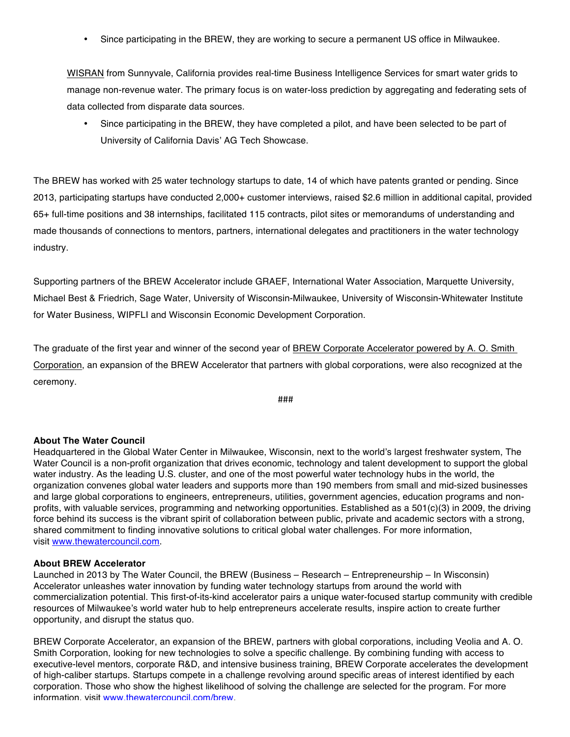- Since participating in the BREW, they are working to secure a permanent US office in Milwaukee.

WISRAN from Sunnyvale, California provides real-time Business Intelligence Services for smart water grids to manage non-revenue water. The primary focus is on water-loss prediction by aggregating and federating sets of data collected from disparate data sources.

- Since participating in the BREW, they have completed a pilot, and have been selected to be part of University of California Davis' AG Tech Showcase.

The BREW has worked with 25 water technology startups to date, 14 of which have patents granted or pending. Since 2013, participating startups have conducted 2,000+ customer interviews, raised $2.6 million in additional capital, provided 65+ full-time positions and 38 internships, facilitated 115 contracts, pilot sites or memorandums of understanding and made thousands of connections to mentors, partners, international delegates and practitioners in the water technology industry.

Supporting partners of the BREW Accelerator include GRAEF, International Water Association, Marquette University, Michael Best & Friedrich, Sage Water, University of Wisconsin-Milwaukee, University of Wisconsin-Whitewater Institute for Water Business, WIPFLI and Wisconsin Economic Development Corporation.

The graduate of the first year and winner of the second year of BREW Corporate Accelerator powered by A. O. Smith Corporation, an expansion of the BREW Accelerator that partners with global corporations, were also recognized at the ceremony.

###

**About The Water Council**
Headquartered in the Global Water Center in Milwaukee, Wisconsin, next to the world's largest freshwater system, The Water Council is a non-profit organization that drives economic, technology and talent development to support the global water industry. As the leading U.S. cluster, and one of the most powerful water technology hubs in the world, the organization convenes global water leaders and supports more than 190 members from small and mid-sized businesses and large global corporations to engineers, entrepreneurs, utilities, government agencies, education programs and non-profits, with valuable services, programming and networking opportunities. Established as a 501(c)(3) in 2009, the driving force behind its success is the vibrant spirit of collaboration between public, private and academic sectors with a strong, shared commitment to finding innovative solutions to critical global water challenges. For more information, visit www.thewatercouncil.com.

**About BREW Accelerator**
Launched in 2013 by The Water Council, the BREW (Business – Research – Entrepreneurship – In Wisconsin) Accelerator unleashes water innovation by funding water technology startups from around the world with commercialization potential. This first-of-its-kind accelerator pairs a unique water-focused startup community with credible resources of Milwaukee's world water hub to help entrepreneurs accelerate results, inspire action to create further opportunity, and disrupt the status quo.

BREW Corporate Accelerator, an expansion of the BREW, partners with global corporations, including Veolia and A. O. Smith Corporation, looking for new technologies to solve a specific challenge. By combining funding with access to executive-level mentors, corporate R&D, and intensive business training, BREW Corporate accelerates the development of high-caliber startups. Startups compete in a challenge revolving around specific areas of interest identified by each corporation. Those who show the highest likelihood of solving the challenge are selected for the program. For more information, visit www.thewatercouncil.com/brew.